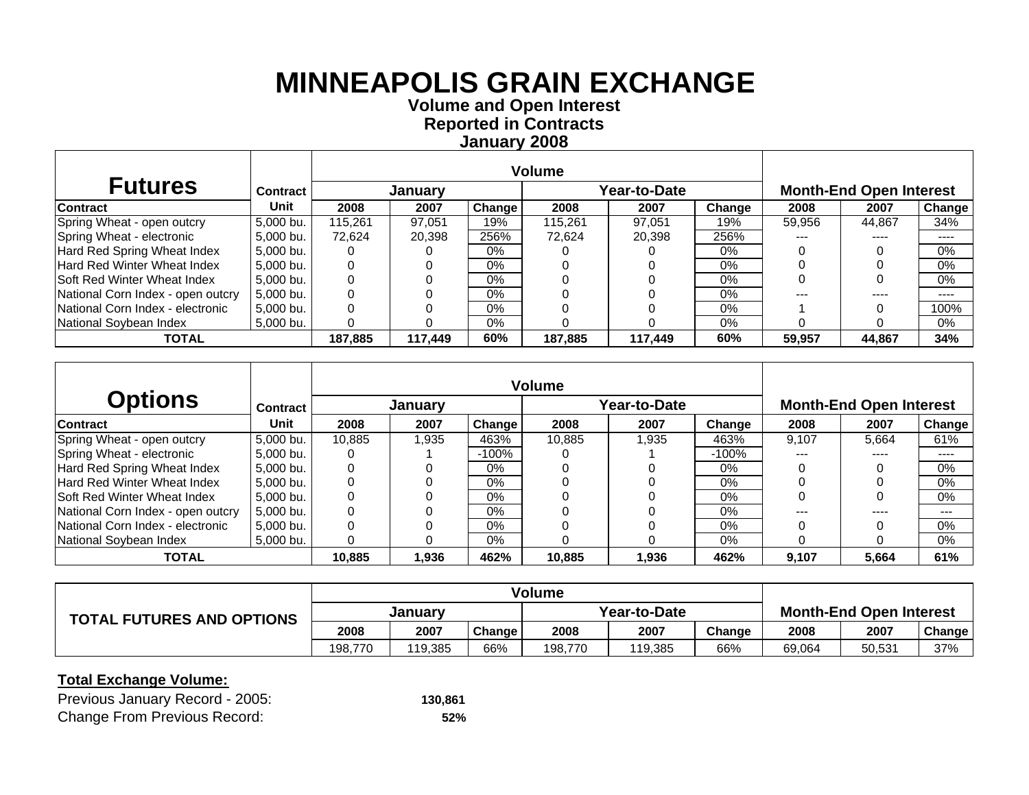# MINNEAPOLIS GRAIN EXCHANGE

**Volume and Open Interest**
**Reported in Contracts**
**January 2008**

| Futures | Contract | Volume | | | | | | | | |
|---|---|---|---|---|---|---|---|---|---|---|
| | | January | | | Year-to-Date | | | Month-End Open Interest | | |
| Contract | Unit | 2008 | 2007 | Change | 2008 | 2007 | Change | 2008 | 2007 | Change |
| Spring Wheat - open outcry | 5,000 bu. | 115,261 | 97,051 | 19% | 115,261 | 97,051 | 19% | 59,956 | 44,867 | 34% |
| Spring Wheat - electronic | 5,000 bu. | 72,624 | 20,398 | 256% | 72,624 | 20,398 | 256% | --- | ---- | ---- |
| Hard Red Spring Wheat Index | 5,000 bu. | 0 | 0 | 0% | 0 | 0 | 0% | 0 | 0 | 0% |
| Hard Red Winter Wheat Index | 5,000 bu. | 0 | 0 | 0% | 0 | 0 | 0% | 0 | 0 | 0% |
| Soft Red Winter Wheat Index | 5,000 bu. | 0 | 0 | 0% | 0 | 0 | 0% | 0 | 0 | 0% |
| National Corn Index - open outcry | 5,000 bu. | 0 | 0 | 0% | 0 | 0 | 0% | --- | ---- | ---- |
| National Corn Index - electronic | 5,000 bu. | 0 | 0 | 0% | 0 | 0 | 0% | 1 | 0 | 100% |
| National Soybean Index | 5,000 bu. | 0 | 0 | 0% | 0 | 0 | 0% | 0 | 0 | 0% |
| **TOTAL** | | **187,885** | **117,449** | **60%** | **187,885** | **117,449** | **60%** | **59,957** | **44,867** | **34%** |

| Options | Contract | Volume | | | | | | | | |
|---|---|---|---|---|---|---|---|---|---|---|
| | | January | | | Year-to-Date | | | Month-End Open Interest | | |
| Contract | Unit | 2008 | 2007 | Change | 2008 | 2007 | Change | 2008 | 2007 | Change |
| Spring Wheat - open outcry | 5,000 bu. | 10,885 | 1,935 | 463% | 10,885 | 1,935 | 463% | 9,107 | 5,664 | 61% |
| Spring Wheat - electronic | 5,000 bu. | 0 | 1 | -100% | 0 | 1 | -100% | --- | ---- | ---- |
| Hard Red Spring Wheat Index | 5,000 bu. | 0 | 0 | 0% | 0 | 0 | 0% | 0 | 0 | 0% |
| Hard Red Winter Wheat Index | 5,000 bu. | 0 | 0 | 0% | 0 | 0 | 0% | 0 | 0 | 0% |
| Soft Red Winter Wheat Index | 5,000 bu. | 0 | 0 | 0% | 0 | 0 | 0% | 0 | 0 | 0% |
| National Corn Index - open outcry | 5,000 bu. | 0 | 0 | 0% | 0 | 0 | 0% | --- | ---- | --- |
| National Corn Index - electronic | 5,000 bu. | 0 | 0 | 0% | 0 | 0 | 0% | 0 | 0 | 0% |
| National Soybean Index | 5,000 bu. | 0 | 0 | 0% | 0 | 0 | 0% | 0 | 0 | 0% |
| **TOTAL** | | **10,885** | **1,936** | **462%** | **10,885** | **1,936** | **462%** | **9,107** | **5,664** | **61%** |

| TOTAL FUTURES AND OPTIONS | Volume | | | | | | | | |
|---|---|---|---|---|---|---|---|---|---|
| | January | | | Year-to-Date | | | Month-End Open Interest | | |
| | 2008 | 2007 | Change | 2008 | 2007 | Change | 2008 | 2007 | Change |
| | 198,770 | 119,385 | 66% | 198,770 | 119,385 | 66% | 69,064 | 50,531 | 37% |

**Total Exchange Volume:**

Previous January Record - 2005: **130,861**

Change From Previous Record: **52%**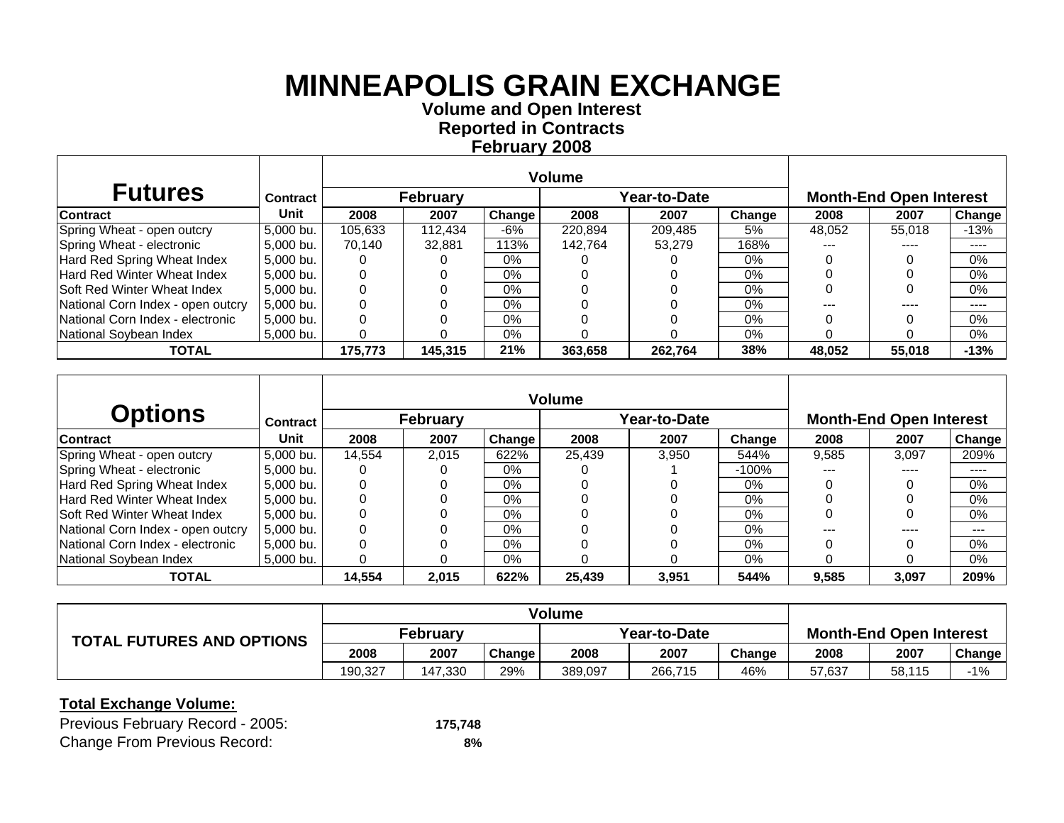# MINNEAPOLIS GRAIN EXCHANGE

**Volume and Open Interest**
**Reported in Contracts**
**February 2008**

| Futures | Contract | Volume | | | | | | Month-End Open Interest | | |
|---|---|---|---|---|---|---|---|---|---|---|
| | | February | | | Year-to-Date | | | | | |
| Contract | Unit | 2008 | 2007 | Change | 2008 | 2007 | Change | 2008 | 2007 | Change |
| Spring Wheat - open outcry | 5,000 bu. | 105,633 | 112,434 | -6% | 220,894 | 209,485 | 5% | 48,052 | 55,018 | -13% |
| Spring Wheat - electronic | 5,000 bu. | 70,140 | 32,881 | 113% | 142,764 | 53,279 | 168% | --- | ---- | ---- |
| Hard Red Spring Wheat Index | 5,000 bu. | 0 | 0 | 0% | 0 | 0 | 0% | 0 | 0 | 0% |
| Hard Red Winter Wheat Index | 5,000 bu. | 0 | 0 | 0% | 0 | 0 | 0% | 0 | 0 | 0% |
| Soft Red Winter Wheat Index | 5,000 bu. | 0 | 0 | 0% | 0 | 0 | 0% | 0 | 0 | 0% |
| National Corn Index - open outcry | 5,000 bu. | 0 | 0 | 0% | 0 | 0 | 0% | --- | ---- | ---- |
| National Corn Index - electronic | 5,000 bu. | 0 | 0 | 0% | 0 | 0 | 0% | 0 | 0 | 0% |
| National Soybean Index | 5,000 bu. | 0 | 0 | 0% | 0 | 0 | 0% | 0 | 0 | 0% |
| **TOTAL** | | **175,773** | **145,315** | **21%** | **363,658** | **262,764** | **38%** | **48,052** | **55,018** | **-13%** |

| Options | Contract | Volume | | | | | | Month-End Open Interest | | |
|---|---|---|---|---|---|---|---|---|---|---|
| | | February | | | Year-to-Date | | | | | |
| Contract | Unit | 2008 | 2007 | Change | 2008 | 2007 | Change | 2008 | 2007 | Change |
| Spring Wheat - open outcry | 5,000 bu. | 14,554 | 2,015 | 622% | 25,439 | 3,950 | 544% | 9,585 | 3,097 | 209% |
| Spring Wheat - electronic | 5,000 bu. | 0 | 0 | 0% | 0 | 1 | -100% | --- | ---- | ---- |
| Hard Red Spring Wheat Index | 5,000 bu. | 0 | 0 | 0% | 0 | 0 | 0% | 0 | 0 | 0% |
| Hard Red Winter Wheat Index | 5,000 bu. | 0 | 0 | 0% | 0 | 0 | 0% | 0 | 0 | 0% |
| Soft Red Winter Wheat Index | 5,000 bu. | 0 | 0 | 0% | 0 | 0 | 0% | 0 | 0 | 0% |
| National Corn Index - open outcry | 5,000 bu. | 0 | 0 | 0% | 0 | 0 | 0% | --- | ---- | --- |
| National Corn Index - electronic | 5,000 bu. | 0 | 0 | 0% | 0 | 0 | 0% | 0 | 0 | 0% |
| National Soybean Index | 5,000 bu. | 0 | 0 | 0% | 0 | 0 | 0% | 0 | 0 | 0% |
| **TOTAL** | | **14,554** | **2,015** | **622%** | **25,439** | **3,951** | **544%** | **9,585** | **3,097** | **209%** |

| TOTAL FUTURES AND OPTIONS | Volume | | | | | | Month-End Open Interest | | |
|---|---|---|---|---|---|---|---|---|---|
| | February | | | Year-to-Date | | | | | |
| | 2008 | 2007 | Change | 2008 | 2007 | Change | 2008 | 2007 | Change |
| | 190,327 | 147,330 | 29% | 389,097 | 266,715 | 46% | 57,637 | 58,115 | -1% |

**Total Exchange Volume:**

Previous February Record - 2005: **175,748**

Change From Previous Record: **8%**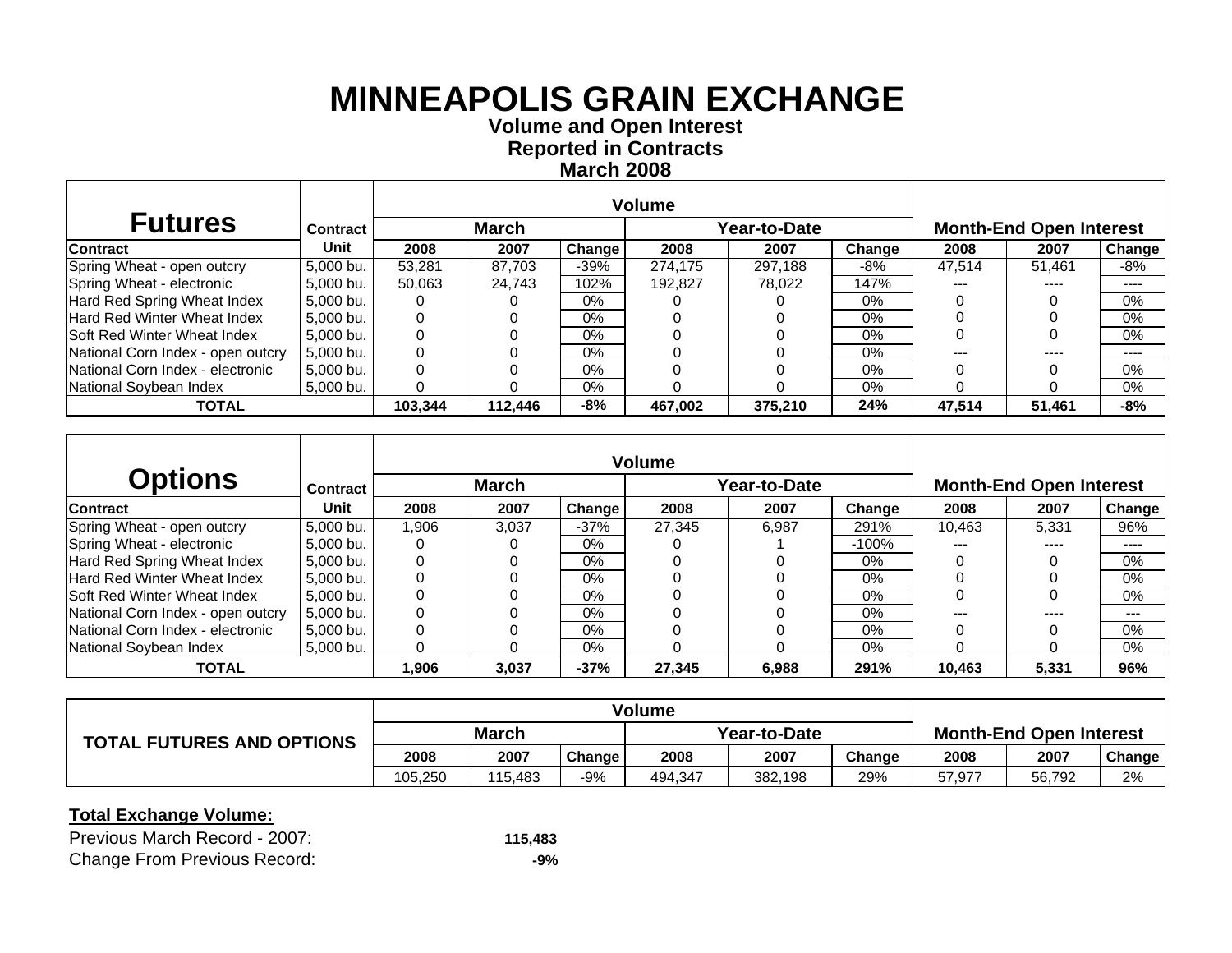# MINNEAPOLIS GRAIN EXCHANGE

**Volume and Open Interest**
**Reported in Contracts**
**March 2008**

| Futures | Contract | Volume | | | | | | Month-End Open Interest | | |
|---|---|---|---|---|---|---|---|---|---|---|
| | | March | | | Year-to-Date | | | | | |
| Contract | Unit | 2008 | 2007 | Change | 2008 | 2007 | Change | 2008 | 2007 | Change |
| Spring Wheat - open outcry | 5,000 bu. | 53,281 | 87,703 | -39% | 274,175 | 297,188 | -8% | 47,514 | 51,461 | -8% |
| Spring Wheat - electronic | 5,000 bu. | 50,063 | 24,743 | 102% | 192,827 | 78,022 | 147% | --- | ---- | ---- |
| Hard Red Spring Wheat Index | 5,000 bu. | 0 | 0 | 0% | 0 | 0 | 0% | 0 | 0 | 0% |
| Hard Red Winter Wheat Index | 5,000 bu. | 0 | 0 | 0% | 0 | 0 | 0% | 0 | 0 | 0% |
| Soft Red Winter Wheat Index | 5,000 bu. | 0 | 0 | 0% | 0 | 0 | 0% | 0 | 0 | 0% |
| National Corn Index - open outcry | 5,000 bu. | 0 | 0 | 0% | 0 | 0 | 0% | --- | ---- | ---- |
| National Corn Index - electronic | 5,000 bu. | 0 | 0 | 0% | 0 | 0 | 0% | 0 | 0 | 0% |
| National Soybean Index | 5,000 bu. | 0 | 0 | 0% | 0 | 0 | 0% | 0 | 0 | 0% |
| **TOTAL** | | **103,344** | **112,446** | **-8%** | **467,002** | **375,210** | **24%** | **47,514** | **51,461** | **-8%** |

| Options | Contract | Volume | | | | | | Month-End Open Interest | | |
|---|---|---|---|---|---|---|---|---|---|---|
| | | March | | | Year-to-Date | | | | | |
| Contract | Unit | 2008 | 2007 | Change | 2008 | 2007 | Change | 2008 | 2007 | Change |
| Spring Wheat - open outcry | 5,000 bu. | 1,906 | 3,037 | -37% | 27,345 | 6,987 | 291% | 10,463 | 5,331 | 96% |
| Spring Wheat - electronic | 5,000 bu. | 0 | 0 | 0% | 0 | 1 | -100% | --- | ---- | ---- |
| Hard Red Spring Wheat Index | 5,000 bu. | 0 | 0 | 0% | 0 | 0 | 0% | 0 | 0 | 0% |
| Hard Red Winter Wheat Index | 5,000 bu. | 0 | 0 | 0% | 0 | 0 | 0% | 0 | 0 | 0% |
| Soft Red Winter Wheat Index | 5,000 bu. | 0 | 0 | 0% | 0 | 0 | 0% | 0 | 0 | 0% |
| National Corn Index - open outcry | 5,000 bu. | 0 | 0 | 0% | 0 | 0 | 0% | --- | ---- | --- |
| National Corn Index - electronic | 5,000 bu. | 0 | 0 | 0% | 0 | 0 | 0% | 0 | 0 | 0% |
| National Soybean Index | 5,000 bu. | 0 | 0 | 0% | 0 | 0 | 0% | 0 | 0 | 0% |
| **TOTAL** | | **1,906** | **3,037** | **-37%** | **27,345** | **6,988** | **291%** | **10,463** | **5,331** | **96%** |

| TOTAL FUTURES AND OPTIONS | Volume | | | | | | Month-End Open Interest | | |
|---|---|---|---|---|---|---|---|---|---|
| | March | | | Year-to-Date | | | | | |
| | 2008 | 2007 | Change | 2008 | 2007 | Change | 2008 | 2007 | Change |
| | 105,250 | 115,483 | -9% | 494,347 | 382,198 | 29% | 57,977 | 56,792 | 2% |

**Total Exchange Volume:**

| | |
|---|---|
| Previous March Record - 2007: | **115,483** |
| Change From Previous Record: | **-9%** |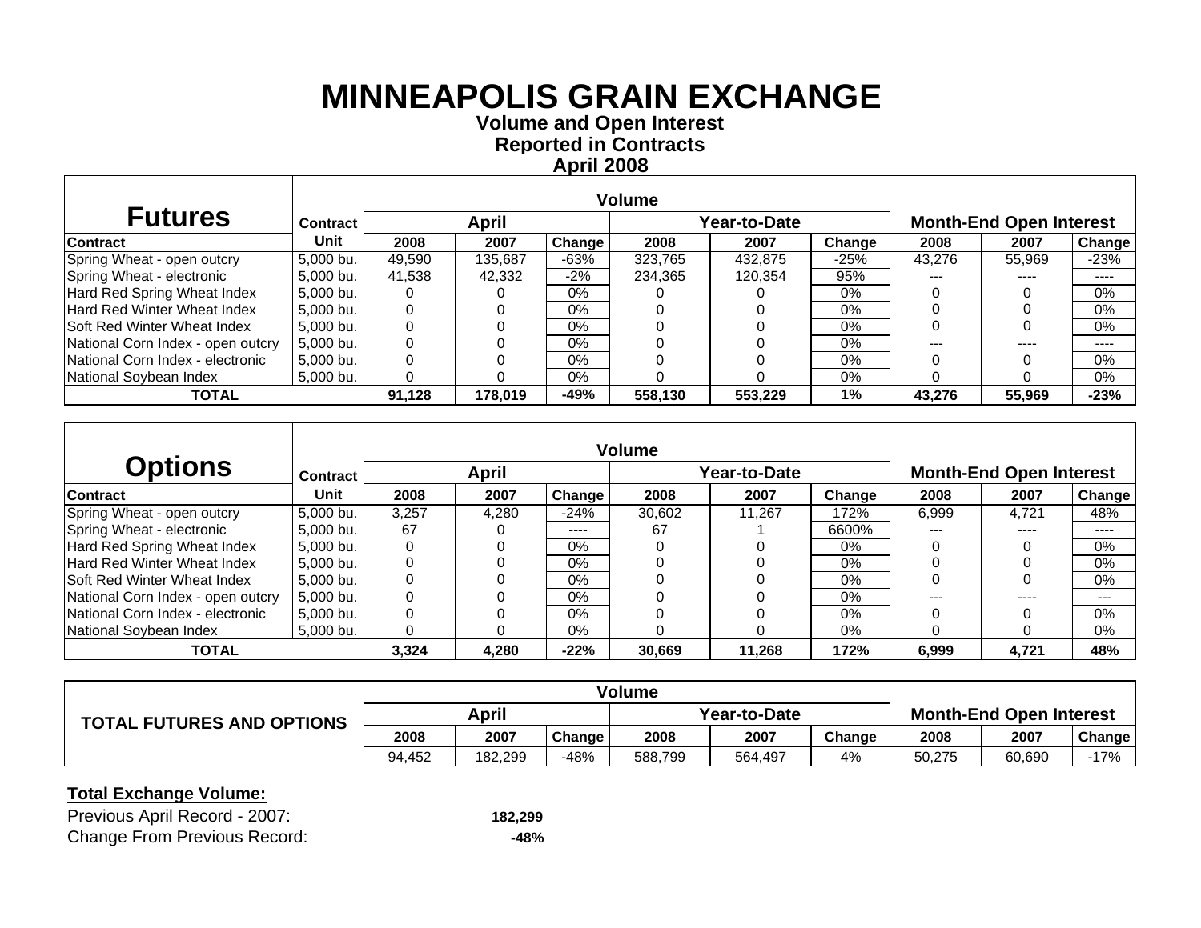# MINNEAPOLIS GRAIN EXCHANGE

**Volume and Open Interest**
**Reported in Contracts**
**April 2008**

| Futures | Contract | Volume | | | | | | Month-End Open Interest | | |
|---|---|---|---|---|---|---|---|---|---|---|
| | | April | | | Year-to-Date | | | | | |
| Contract | Unit | 2008 | 2007 | Change | 2008 | 2007 | Change | 2008 | 2007 | Change |
| Spring Wheat - open outcry | 5,000 bu. | 49,590 | 135,687 | -63% | 323,765 | 432,875 | -25% | 43,276 | 55,969 | -23% |
| Spring Wheat - electronic | 5,000 bu. | 41,538 | 42,332 | -2% | 234,365 | 120,354 | 95% | --- | ---- | ---- |
| Hard Red Spring Wheat Index | 5,000 bu. | 0 | 0 | 0% | 0 | 0 | 0% | 0 | 0 | 0% |
| Hard Red Winter Wheat Index | 5,000 bu. | 0 | 0 | 0% | 0 | 0 | 0% | 0 | 0 | 0% |
| Soft Red Winter Wheat Index | 5,000 bu. | 0 | 0 | 0% | 0 | 0 | 0% | 0 | 0 | 0% |
| National Corn Index - open outcry | 5,000 bu. | 0 | 0 | 0% | 0 | 0 | 0% | --- | ---- | ---- |
| National Corn Index - electronic | 5,000 bu. | 0 | 0 | 0% | 0 | 0 | 0% | 0 | 0 | 0% |
| National Soybean Index | 5,000 bu. | 0 | 0 | 0% | 0 | 0 | 0% | 0 | 0 | 0% |
| **TOTAL** | | **91,128** | **178,019** | **-49%** | **558,130** | **553,229** | **1%** | **43,276** | **55,969** | **-23%** |

| Options | Contract | Volume | | | | | | Month-End Open Interest | | |
|---|---|---|---|---|---|---|---|---|---|---|
| | | April | | | Year-to-Date | | | | | |
| Contract | Unit | 2008 | 2007 | Change | 2008 | 2007 | Change | 2008 | 2007 | Change |
| Spring Wheat - open outcry | 5,000 bu. | 3,257 | 4,280 | -24% | 30,602 | 11,267 | 172% | 6,999 | 4,721 | 48% |
| Spring Wheat - electronic | 5,000 bu. | 67 | 0 | ---- | 67 | 1 | 6600% | --- | ---- | ---- |
| Hard Red Spring Wheat Index | 5,000 bu. | 0 | 0 | 0% | 0 | 0 | 0% | 0 | 0 | 0% |
| Hard Red Winter Wheat Index | 5,000 bu. | 0 | 0 | 0% | 0 | 0 | 0% | 0 | 0 | 0% |
| Soft Red Winter Wheat Index | 5,000 bu. | 0 | 0 | 0% | 0 | 0 | 0% | 0 | 0 | 0% |
| National Corn Index - open outcry | 5,000 bu. | 0 | 0 | 0% | 0 | 0 | 0% | --- | ---- | --- |
| National Corn Index - electronic | 5,000 bu. | 0 | 0 | 0% | 0 | 0 | 0% | 0 | 0 | 0% |
| National Soybean Index | 5,000 bu. | 0 | 0 | 0% | 0 | 0 | 0% | 0 | 0 | 0% |
| **TOTAL** | | **3,324** | **4,280** | **-22%** | **30,669** | **11,268** | **172%** | **6,999** | **4,721** | **48%** |

| TOTAL FUTURES AND OPTIONS | Volume | | | | | | Month-End Open Interest | | |
|---|---|---|---|---|---|---|---|---|---|
| | April | | | Year-to-Date | | | | | |
| | 2008 | 2007 | Change | 2008 | 2007 | Change | 2008 | 2007 | Change |
| | 94,452 | 182,299 | -48% | 588,799 | 564,497 | 4% | 50,275 | 60,690 | -17% |

**Total Exchange Volume:**

| | |
|---|---|
| Previous April Record - 2007: | **182,299** |
| Change From Previous Record: | **-48%** |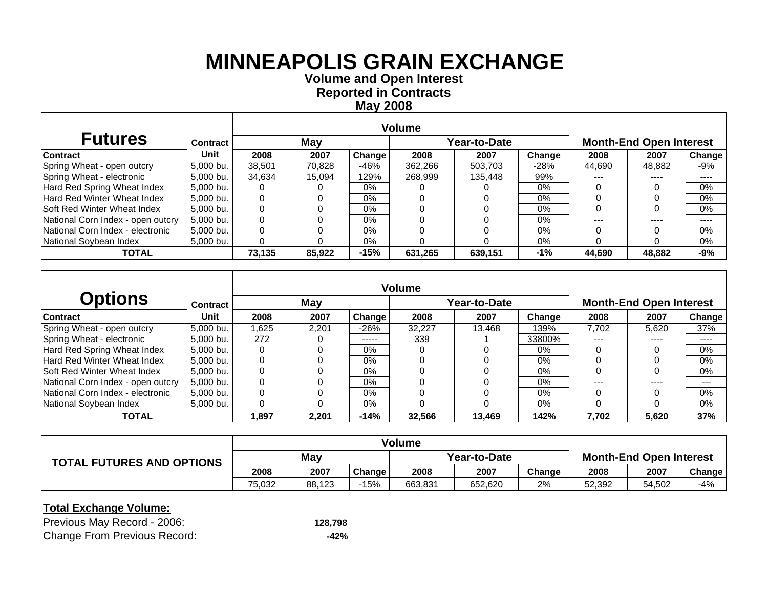# MINNEAPOLIS GRAIN EXCHANGE

**Volume and Open Interest**
**Reported in Contracts**
**May 2008**

| Futures | Contract | Volume | | | | | | Month-End Open Interest | | |
|---|---|---|---|---|---|---|---|---|---|---|
| | | May | | | Year-to-Date | | | | | |
| Contract | Unit | 2008 | 2007 | Change | 2008 | 2007 | Change | 2008 | 2007 | Change |
| Spring Wheat - open outcry | 5,000 bu. | 38,501 | 70,828 | -46% | 362,266 | 503,703 | -28% | 44,690 | 48,882 | -9% |
| Spring Wheat - electronic | 5,000 bu. | 34,634 | 15,094 | 129% | 268,999 | 135,448 | 99% | --- | ---- | ---- |
| Hard Red Spring Wheat Index | 5,000 bu. | 0 | 0 | 0% | 0 | 0 | 0% | 0 | 0 | 0% |
| Hard Red Winter Wheat Index | 5,000 bu. | 0 | 0 | 0% | 0 | 0 | 0% | 0 | 0 | 0% |
| Soft Red Winter Wheat Index | 5,000 bu. | 0 | 0 | 0% | 0 | 0 | 0% | 0 | 0 | 0% |
| National Corn Index - open outcry | 5,000 bu. | 0 | 0 | 0% | 0 | 0 | 0% | --- | ---- | ---- |
| National Corn Index - electronic | 5,000 bu. | 0 | 0 | 0% | 0 | 0 | 0% | 0 | 0 | 0% |
| National Soybean Index | 5,000 bu. | 0 | 0 | 0% | 0 | 0 | 0% | 0 | 0 | 0% |
| **TOTAL** | | **73,135** | **85,922** | **-15%** | **631,265** | **639,151** | **-1%** | **44,690** | **48,882** | **-9%** |

| Options | Contract | Volume | | | | | | Month-End Open Interest | | |
|---|---|---|---|---|---|---|---|---|---|---|
| | | May | | | Year-to-Date | | | | | |
| Contract | Unit | 2008 | 2007 | Change | 2008 | 2007 | Change | 2008 | 2007 | Change |
| Spring Wheat - open outcry | 5,000 bu. | 1,625 | 2,201 | -26% | 32,227 | 13,468 | 139% | 7,702 | 5,620 | 37% |
| Spring Wheat - electronic | 5,000 bu. | 272 | 0 | ----- | 339 | 1 | 33800% | --- | ---- | ---- |
| Hard Red Spring Wheat Index | 5,000 bu. | 0 | 0 | 0% | 0 | 0 | 0% | 0 | 0 | 0% |
| Hard Red Winter Wheat Index | 5,000 bu. | 0 | 0 | 0% | 0 | 0 | 0% | 0 | 0 | 0% |
| Soft Red Winter Wheat Index | 5,000 bu. | 0 | 0 | 0% | 0 | 0 | 0% | 0 | 0 | 0% |
| National Corn Index - open outcry | 5,000 bu. | 0 | 0 | 0% | 0 | 0 | 0% | --- | ---- | --- |
| National Corn Index - electronic | 5,000 bu. | 0 | 0 | 0% | 0 | 0 | 0% | 0 | 0 | 0% |
| National Soybean Index | 5,000 bu. | 0 | 0 | 0% | 0 | 0 | 0% | 0 | 0 | 0% |
| **TOTAL** | | **1,897** | **2,201** | **-14%** | **32,566** | **13,469** | **142%** | **7,702** | **5,620** | **37%** |

| TOTAL FUTURES AND OPTIONS | Volume | | | | | | Month-End Open Interest | | |
|---|---|---|---|---|---|---|---|---|---|
| | May | | | Year-to-Date | | | | | |
| | 2008 | 2007 | Change | 2008 | 2007 | Change | 2008 | 2007 | Change |
| | 75,032 | 88,123 | -15% | 663,831 | 652,620 | 2% | 52,392 | 54,502 | -4% |

**Total Exchange Volume:**

| | |
|---|---|
| Previous May Record - 2006: | **128,798** |
| Change From Previous Record: | **-42%** |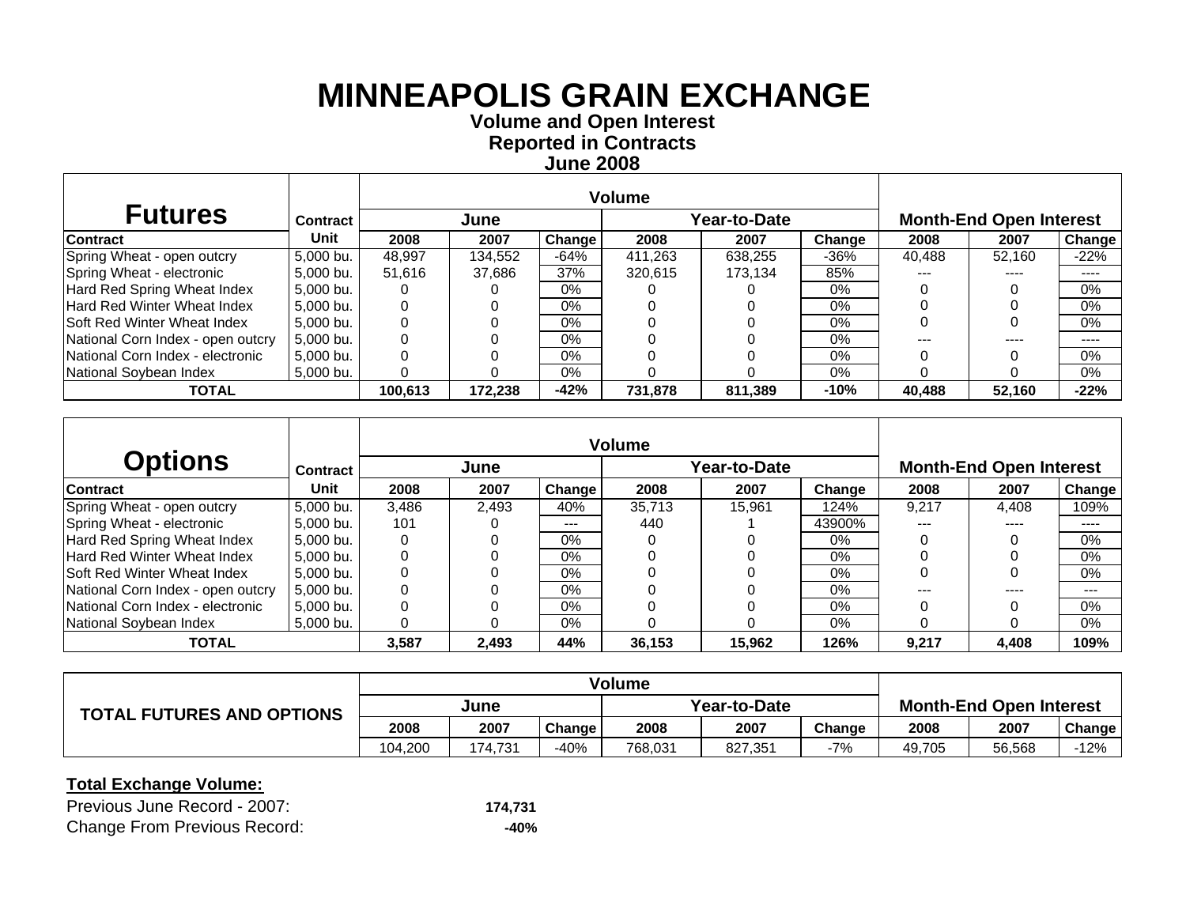# MINNEAPOLIS GRAIN EXCHANGE

**Volume and Open Interest**
**Reported in Contracts**
**June 2008**

| Futures | Contract | Volume | | | | | | Month-End Open Interest | | |
|---|---|---|---|---|---|---|---|---|---|---|
| | | June | | | Year-to-Date | | | | | |
| Contract | Unit | 2008 | 2007 | Change | 2008 | 2007 | Change | 2008 | 2007 | Change |
| Spring Wheat - open outcry | 5,000 bu. | 48,997 | 134,552 | -64% | 411,263 | 638,255 | -36% | 40,488 | 52,160 | -22% |
| Spring Wheat - electronic | 5,000 bu. | 51,616 | 37,686 | 37% | 320,615 | 173,134 | 85% | --- | ---- | ---- |
| Hard Red Spring Wheat Index | 5,000 bu. | 0 | 0 | 0% | 0 | 0 | 0% | 0 | 0 | 0% |
| Hard Red Winter Wheat Index | 5,000 bu. | 0 | 0 | 0% | 0 | 0 | 0% | 0 | 0 | 0% |
| Soft Red Winter Wheat Index | 5,000 bu. | 0 | 0 | 0% | 0 | 0 | 0% | 0 | 0 | 0% |
| National Corn Index - open outcry | 5,000 bu. | 0 | 0 | 0% | 0 | 0 | 0% | --- | ---- | ---- |
| National Corn Index - electronic | 5,000 bu. | 0 | 0 | 0% | 0 | 0 | 0% | 0 | 0 | 0% |
| National Soybean Index | 5,000 bu. | 0 | 0 | 0% | 0 | 0 | 0% | 0 | 0 | 0% |
| **TOTAL** | | **100,613** | **172,238** | **-42%** | **731,878** | **811,389** | **-10%** | **40,488** | **52,160** | **-22%** |

| Options | Contract | Volume | | | | | | Month-End Open Interest | | |
|---|---|---|---|---|---|---|---|---|---|---|
| | | June | | | Year-to-Date | | | | | |
| Contract | Unit | 2008 | 2007 | Change | 2008 | 2007 | Change | 2008 | 2007 | Change |
| Spring Wheat - open outcry | 5,000 bu. | 3,486 | 2,493 | 40% | 35,713 | 15,961 | 124% | 9,217 | 4,408 | 109% |
| Spring Wheat - electronic | 5,000 bu. | 101 | 0 | --- | 440 | 1 | 43900% | --- | ---- | ---- |
| Hard Red Spring Wheat Index | 5,000 bu. | 0 | 0 | 0% | 0 | 0 | 0% | 0 | 0 | 0% |
| Hard Red Winter Wheat Index | 5,000 bu. | 0 | 0 | 0% | 0 | 0 | 0% | 0 | 0 | 0% |
| Soft Red Winter Wheat Index | 5,000 bu. | 0 | 0 | 0% | 0 | 0 | 0% | 0 | 0 | 0% |
| National Corn Index - open outcry | 5,000 bu. | 0 | 0 | 0% | 0 | 0 | 0% | --- | ---- | --- |
| National Corn Index - electronic | 5,000 bu. | 0 | 0 | 0% | 0 | 0 | 0% | 0 | 0 | 0% |
| National Soybean Index | 5,000 bu. | 0 | 0 | 0% | 0 | 0 | 0% | 0 | 0 | 0% |
| **TOTAL** | | **3,587** | **2,493** | **44%** | **36,153** | **15,962** | **126%** | **9,217** | **4,408** | **109%** |

| TOTAL FUTURES AND OPTIONS | Volume | | | | | | Month-End Open Interest | | |
|---|---|---|---|---|---|---|---|---|---|
| | June | | | Year-to-Date | | | | | |
| | 2008 | 2007 | Change | 2008 | 2007 | Change | 2008 | 2007 | Change |
| | 104,200 | 174,731 | -40% | 768,031 | 827,351 | -7% | 49,705 | 56,568 | -12% |

**Total Exchange Volume:**

Previous June Record - 2007: **174,731**

Change From Previous Record: **-40%**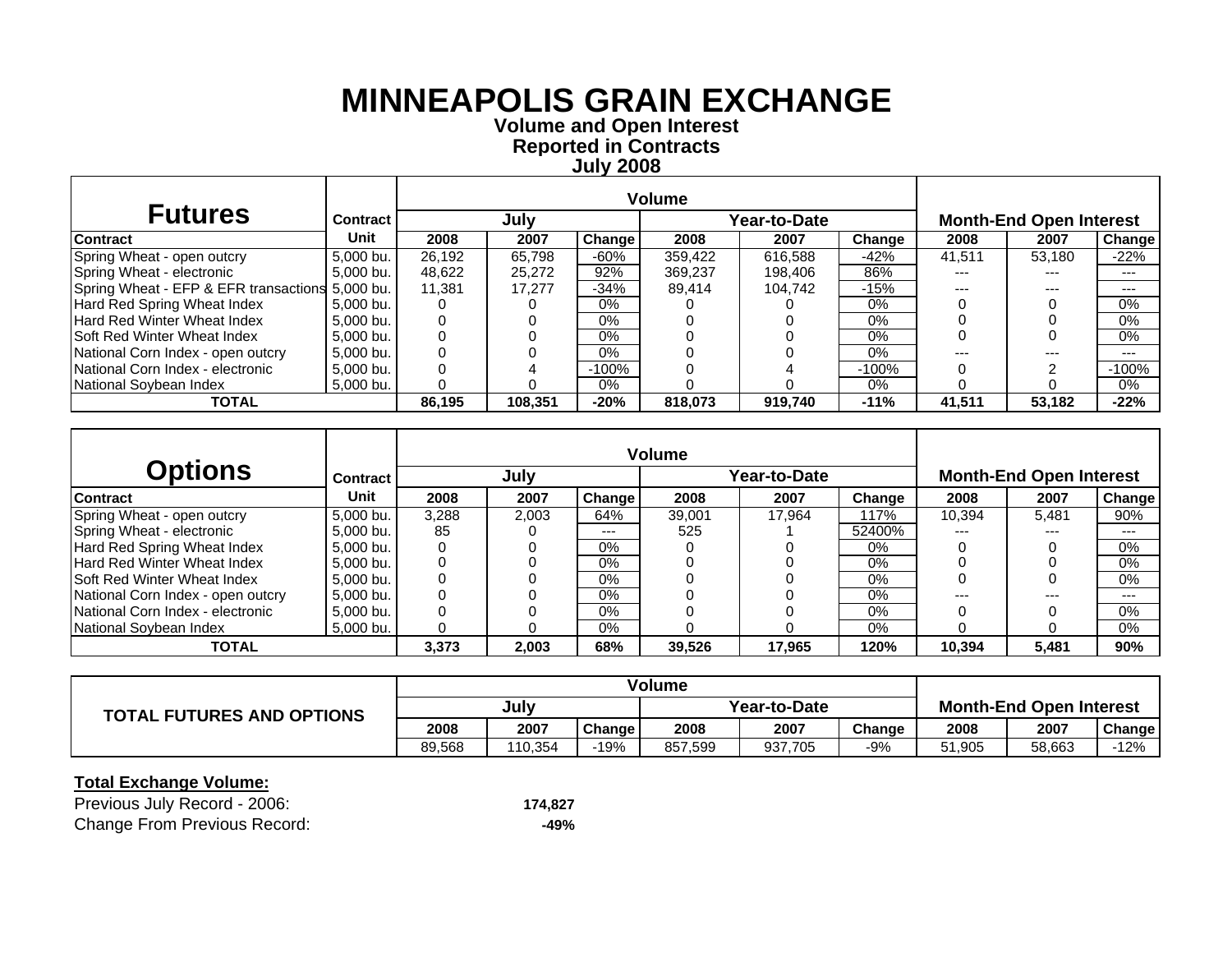# MINNEAPOLIS GRAIN EXCHANGE

**Volume and Open Interest**
**Reported in Contracts**
**July 2008**

| Futures | Contract | Volume | | | | | | Month-End Open Interest | | |
|---|---|---|---|---|---|---|---|---|---|---|
| | | July | | | Year-to-Date | | | | | |
| Contract | Unit | 2008 | 2007 | Change | 2008 | 2007 | Change | 2008 | 2007 | Change |
| Spring Wheat - open outcry | 5,000 bu. | 26,192 | 65,798 | -60% | 359,422 | 616,588 | -42% | 41,511 | 53,180 | -22% |
| Spring Wheat - electronic | 5,000 bu. | 48,622 | 25,272 | 92% | 369,237 | 198,406 | 86% | --- | --- | --- |
| Spring Wheat - EFP & EFR transactions | 5,000 bu. | 11,381 | 17,277 | -34% | 89,414 | 104,742 | -15% | --- | --- | --- |
| Hard Red Spring Wheat Index | 5,000 bu. | 0 | 0 | 0% | 0 | 0 | 0% | 0 | 0 | 0% |
| Hard Red Winter Wheat Index | 5,000 bu. | 0 | 0 | 0% | 0 | 0 | 0% | 0 | 0 | 0% |
| Soft Red Winter Wheat Index | 5,000 bu. | 0 | 0 | 0% | 0 | 0 | 0% | 0 | 0 | 0% |
| National Corn Index - open outcry | 5,000 bu. | 0 | 0 | 0% | 0 | 0 | 0% | --- | --- | --- |
| National Corn Index - electronic | 5,000 bu. | 0 | 4 | -100% | 0 | 4 | -100% | 0 | 2 | -100% |
| National Soybean Index | 5,000 bu. | 0 | 0 | 0% | 0 | 0 | 0% | 0 | 0 | 0% |
| **TOTAL** | | **86,195** | **108,351** | **-20%** | **818,073** | **919,740** | **-11%** | **41,511** | **53,182** | **-22%** |

| Options | Contract | Volume | | | | | | Month-End Open Interest | | |
|---|---|---|---|---|---|---|---|---|---|---|
| | | July | | | Year-to-Date | | | | | |
| Contract | Unit | 2008 | 2007 | Change | 2008 | 2007 | Change | 2008 | 2007 | Change |
| Spring Wheat - open outcry | 5,000 bu. | 3,288 | 2,003 | 64% | 39,001 | 17,964 | 117% | 10,394 | 5,481 | 90% |
| Spring Wheat - electronic | 5,000 bu. | 85 | 0 | --- | 525 | 1 | 52400% | --- | --- | --- |
| Hard Red Spring Wheat Index | 5,000 bu. | 0 | 0 | 0% | 0 | 0 | 0% | 0 | 0 | 0% |
| Hard Red Winter Wheat Index | 5,000 bu. | 0 | 0 | 0% | 0 | 0 | 0% | 0 | 0 | 0% |
| Soft Red Winter Wheat Index | 5,000 bu. | 0 | 0 | 0% | 0 | 0 | 0% | 0 | 0 | 0% |
| National Corn Index - open outcry | 5,000 bu. | 0 | 0 | 0% | 0 | 0 | 0% | --- | --- | --- |
| National Corn Index - electronic | 5,000 bu. | 0 | 0 | 0% | 0 | 0 | 0% | 0 | 0 | 0% |
| National Soybean Index | 5,000 bu. | 0 | 0 | 0% | 0 | 0 | 0% | 0 | 0 | 0% |
| **TOTAL** | | **3,373** | **2,003** | **68%** | **39,526** | **17,965** | **120%** | **10,394** | **5,481** | **90%** |

| TOTAL FUTURES AND OPTIONS | Volume | | | | | | Month-End Open Interest | | |
|---|---|---|---|---|---|---|---|---|---|
| | July | | | Year-to-Date | | | | | |
| | 2008 | 2007 | Change | 2008 | 2007 | Change | 2008 | 2007 | Change |
| | 89,568 | 110,354 | -19% | 857,599 | 937,705 | -9% | 51,905 | 58,663 | -12% |

**Total Exchange Volume:**

| | |
|---|---|
| Previous July Record - 2006: | **174,827** |
| Change From Previous Record: | **-49%** |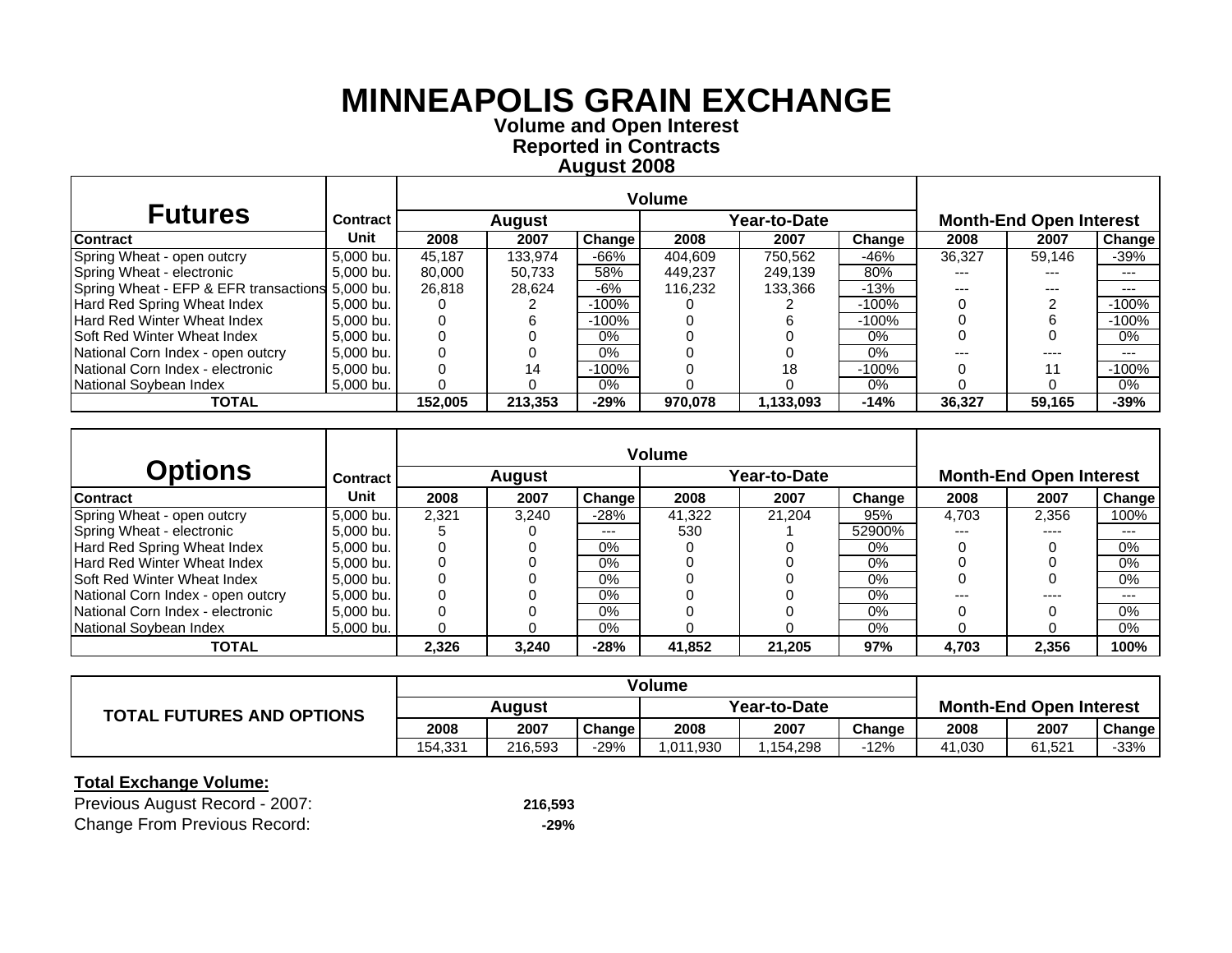# MINNEAPOLIS GRAIN EXCHANGE

**Volume and Open Interest**
**Reported in Contracts**
**August 2008**

| Futures | Contract | Volume | | | | | | Month-End Open Interest | | |
|---|---|---|---|---|---|---|---|---|---|---|
| | | August | | | Year-to-Date | | | | | |
| Contract | Unit | 2008 | 2007 | Change | 2008 | 2007 | Change | 2008 | 2007 | Change |
| Spring Wheat - open outcry | 5,000 bu. | 45,187 | 133,974 | -66% | 404,609 | 750,562 | -46% | 36,327 | 59,146 | -39% |
| Spring Wheat - electronic | 5,000 bu. | 80,000 | 50,733 | 58% | 449,237 | 249,139 | 80% | --- | --- | --- |
| Spring Wheat - EFP & EFR transactions | 5,000 bu. | 26,818 | 28,624 | -6% | 116,232 | 133,366 | -13% | --- | --- | --- |
| Hard Red Spring Wheat Index | 5,000 bu. | 0 | 2 | -100% | 0 | 2 | -100% | 0 | 2 | -100% |
| Hard Red Winter Wheat Index | 5,000 bu. | 0 | 6 | -100% | 0 | 6 | -100% | 0 | 6 | -100% |
| Soft Red Winter Wheat Index | 5,000 bu. | 0 | 0 | 0% | 0 | 0 | 0% | 0 | 0 | 0% |
| National Corn Index - open outcry | 5,000 bu. | 0 | 0 | 0% | 0 | 0 | 0% | --- | ---- | --- |
| National Corn Index - electronic | 5,000 bu. | 0 | 14 | -100% | 0 | 18 | -100% | 0 | 11 | -100% |
| National Soybean Index | 5,000 bu. | 0 | 0 | 0% | 0 | 0 | 0% | 0 | 0 | 0% |
| **TOTAL** | | **152,005** | **213,353** | **-29%** | **970,078** | **1,133,093** | **-14%** | **36,327** | **59,165** | **-39%** |

| Options | Contract | Volume | | | | | | Month-End Open Interest | | |
|---|---|---|---|---|---|---|---|---|---|---|
| | | August | | | Year-to-Date | | | | | |
| Contract | Unit | 2008 | 2007 | Change | 2008 | 2007 | Change | 2008 | 2007 | Change |
| Spring Wheat - open outcry | 5,000 bu. | 2,321 | 3,240 | -28% | 41,322 | 21,204 | 95% | 4,703 | 2,356 | 100% |
| Spring Wheat - electronic | 5,000 bu. | 5 | 0 | --- | 530 | 1 | 52900% | --- | ---- | --- |
| Hard Red Spring Wheat Index | 5,000 bu. | 0 | 0 | 0% | 0 | 0 | 0% | 0 | 0 | 0% |
| Hard Red Winter Wheat Index | 5,000 bu. | 0 | 0 | 0% | 0 | 0 | 0% | 0 | 0 | 0% |
| Soft Red Winter Wheat Index | 5,000 bu. | 0 | 0 | 0% | 0 | 0 | 0% | 0 | 0 | 0% |
| National Corn Index - open outcry | 5,000 bu. | 0 | 0 | 0% | 0 | 0 | 0% | --- | ---- | --- |
| National Corn Index - electronic | 5,000 bu. | 0 | 0 | 0% | 0 | 0 | 0% | 0 | 0 | 0% |
| National Soybean Index | 5,000 bu. | 0 | 0 | 0% | 0 | 0 | 0% | 0 | 0 | 0% |
| **TOTAL** | | **2,326** | **3,240** | **-28%** | **41,852** | **21,205** | **97%** | **4,703** | **2,356** | **100%** |

| TOTAL FUTURES AND OPTIONS | Volume | | | | | | Month-End Open Interest | | |
|---|---|---|---|---|---|---|---|---|---|
| | August | | | Year-to-Date | | | | | |
| | 2008 | 2007 | Change | 2008 | 2007 | Change | 2008 | 2007 | Change |
| | 154,331 | 216,593 | -29% | 1,011,930 | 1,154,298 | -12% | 41,030 | 61,521 | -33% |

**Total Exchange Volume:**

Previous August Record - 2007: **216,593**

Change From Previous Record: **-29%**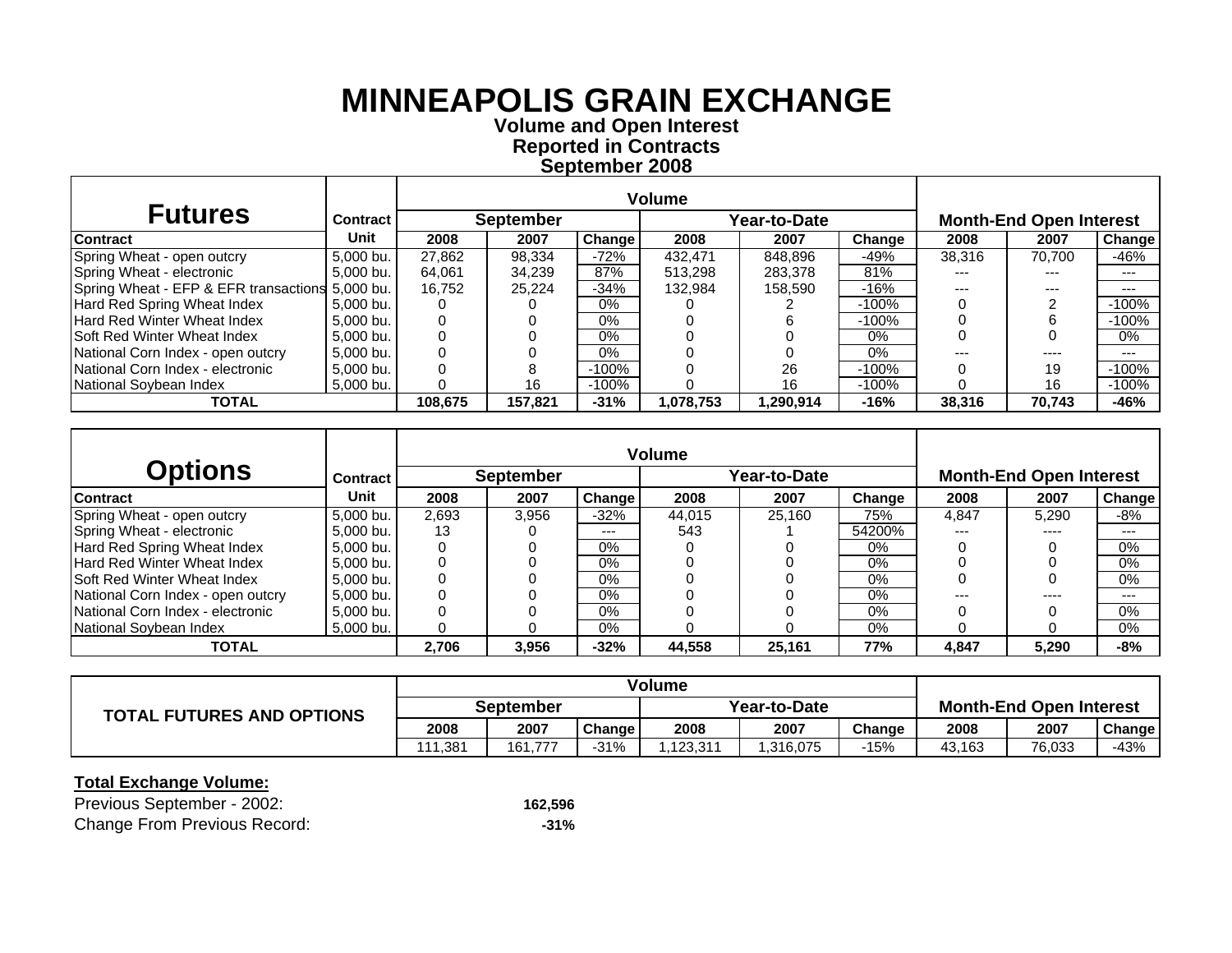# MINNEAPOLIS GRAIN EXCHANGE

**Volume and Open Interest**
**Reported in Contracts**
**September 2008**

| Futures | Contract | Volume | | | | | | Month-End Open Interest | | |
|---|---|---|---|---|---|---|---|---|---|---|
| | | September | | | Year-to-Date | | | | | |
| Contract | Unit | 2008 | 2007 | Change | 2008 | 2007 | Change | 2008 | 2007 | Change |
| Spring Wheat - open outcry | 5,000 bu. | 27,862 | 98,334 | -72% | 432,471 | 848,896 | -49% | 38,316 | 70,700 | -46% |
| Spring Wheat - electronic | 5,000 bu. | 64,061 | 34,239 | 87% | 513,298 | 283,378 | 81% | --- | --- | --- |
| Spring Wheat - EFP & EFR transactions | 5,000 bu. | 16,752 | 25,224 | -34% | 132,984 | 158,590 | -16% | --- | --- | --- |
| Hard Red Spring Wheat Index | 5,000 bu. | 0 | 0 | 0% | 0 | 2 | -100% | 0 | 2 | -100% |
| Hard Red Winter Wheat Index | 5,000 bu. | 0 | 0 | 0% | 0 | 6 | -100% | 0 | 6 | -100% |
| Soft Red Winter Wheat Index | 5,000 bu. | 0 | 0 | 0% | 0 | 0 | 0% | 0 | 0 | 0% |
| National Corn Index - open outcry | 5,000 bu. | 0 | 0 | 0% | 0 | 0 | 0% | --- | ---- | --- |
| National Corn Index - electronic | 5,000 bu. | 0 | 8 | -100% | 0 | 26 | -100% | 0 | 19 | -100% |
| National Soybean Index | 5,000 bu. | 0 | 16 | -100% | 0 | 16 | -100% | 0 | 16 | -100% |
| **TOTAL** | | **108,675** | **157,821** | **-31%** | **1,078,753** | **1,290,914** | **-16%** | **38,316** | **70,743** | **-46%** |

| Options | Contract | Volume | | | | | | Month-End Open Interest | | |
|---|---|---|---|---|---|---|---|---|---|---|
| | | September | | | Year-to-Date | | | | | |
| Contract | Unit | 2008 | 2007 | Change | 2008 | 2007 | Change | 2008 | 2007 | Change |
| Spring Wheat - open outcry | 5,000 bu. | 2,693 | 3,956 | -32% | 44,015 | 25,160 | 75% | 4,847 | 5,290 | -8% |
| Spring Wheat - electronic | 5,000 bu. | 13 | 0 | --- | 543 | 1 | 54200% | --- | ---- | --- |
| Hard Red Spring Wheat Index | 5,000 bu. | 0 | 0 | 0% | 0 | 0 | 0% | 0 | 0 | 0% |
| Hard Red Winter Wheat Index | 5,000 bu. | 0 | 0 | 0% | 0 | 0 | 0% | 0 | 0 | 0% |
| Soft Red Winter Wheat Index | 5,000 bu. | 0 | 0 | 0% | 0 | 0 | 0% | 0 | 0 | 0% |
| National Corn Index - open outcry | 5,000 bu. | 0 | 0 | 0% | 0 | 0 | 0% | --- | ---- | --- |
| National Corn Index - electronic | 5,000 bu. | 0 | 0 | 0% | 0 | 0 | 0% | 0 | 0 | 0% |
| National Soybean Index | 5,000 bu. | 0 | 0 | 0% | 0 | 0 | 0% | 0 | 0 | 0% |
| **TOTAL** | | **2,706** | **3,956** | **-32%** | **44,558** | **25,161** | **77%** | **4,847** | **5,290** | **-8%** |

| TOTAL FUTURES AND OPTIONS | Volume | | | | | | Month-End Open Interest | | |
|---|---|---|---|---|---|---|---|---|---|
| | September | | | Year-to-Date | | | | | |
| | 2008 | 2007 | Change | 2008 | 2007 | Change | 2008 | 2007 | Change |
| | 111,381 | 161,777 | -31% | 1,123,311 | 1,316,075 | -15% | 43,163 | 76,033 | -43% |

**Total Exchange Volume:**

| | |
|---|---|
| Previous September - 2002: | **162,596** |
| Change From Previous Record: | **-31%** |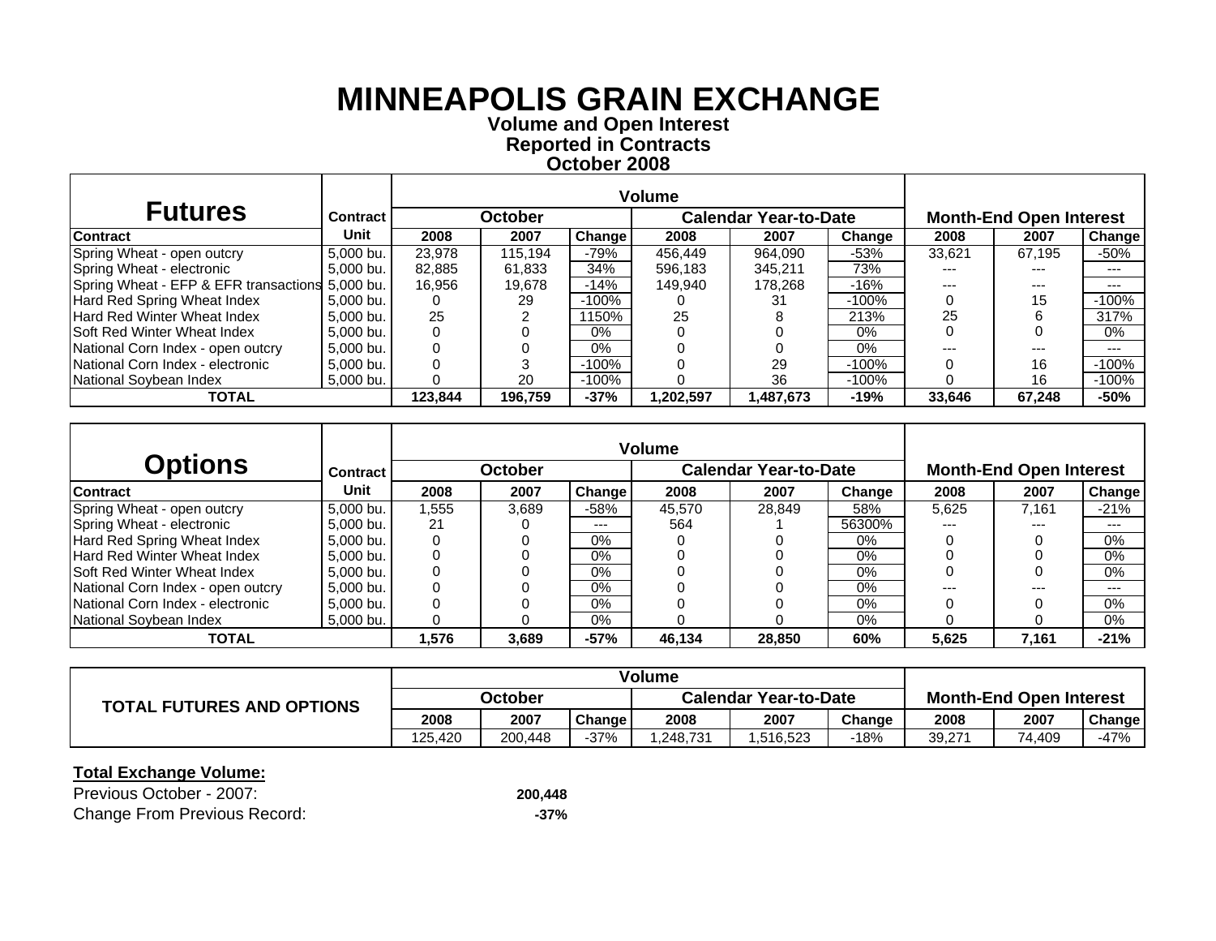# MINNEAPOLIS GRAIN EXCHANGE

**Volume and Open Interest**
**Reported in Contracts**
**October 2008**

| Futures | Contract | Volume | | | | | | Month-End Open Interest | | |
|---|---|---|---|---|---|---|---|---|---|---|
| | | October | | | Calendar Year-to-Date | | | | | |
| Contract | Unit | 2008 | 2007 | Change | 2008 | 2007 | Change | 2008 | 2007 | Change |
| Spring Wheat - open outcry | 5,000 bu. | 23,978 | 115,194 | -79% | 456,449 | 964,090 | -53% | 33,621 | 67,195 | -50% |
| Spring Wheat - electronic | 5,000 bu. | 82,885 | 61,833 | 34% | 596,183 | 345,211 | 73% | --- | --- | --- |
| Spring Wheat - EFP & EFR transactions | 5,000 bu. | 16,956 | 19,678 | -14% | 149,940 | 178,268 | -16% | --- | --- | --- |
| Hard Red Spring Wheat Index | 5,000 bu. | 0 | 29 | -100% | 0 | 31 | -100% | 0 | 15 | -100% |
| Hard Red Winter Wheat Index | 5,000 bu. | 25 | 2 | 1150% | 25 | 8 | 213% | 25 | 6 | 317% |
| Soft Red Winter Wheat Index | 5,000 bu. | 0 | 0 | 0% | 0 | 0 | 0% | 0 | 0 | 0% |
| National Corn Index - open outcry | 5,000 bu. | 0 | 0 | 0% | 0 | 0 | 0% | --- | --- | --- |
| National Corn Index - electronic | 5,000 bu. | 0 | 3 | -100% | 0 | 29 | -100% | 0 | 16 | -100% |
| National Soybean Index | 5,000 bu. | 0 | 20 | -100% | 0 | 36 | -100% | 0 | 16 | -100% |
| **TOTAL** | | **123,844** | **196,759** | **-37%** | **1,202,597** | **1,487,673** | **-19%** | **33,646** | **67,248** | **-50%** |

| Options | Contract | Volume | | | | | | Month-End Open Interest | | |
|---|---|---|---|---|---|---|---|---|---|---|
| | | October | | | Calendar Year-to-Date | | | | | |
| Contract | Unit | 2008 | 2007 | Change | 2008 | 2007 | Change | 2008 | 2007 | Change |
| Spring Wheat - open outcry | 5,000 bu. | 1,555 | 3,689 | -58% | 45,570 | 28,849 | 58% | 5,625 | 7,161 | -21% |
| Spring Wheat - electronic | 5,000 bu. | 21 | 0 | --- | 564 | 1 | 56300% | --- | --- | --- |
| Hard Red Spring Wheat Index | 5,000 bu. | 0 | 0 | 0% | 0 | 0 | 0% | 0 | 0 | 0% |
| Hard Red Winter Wheat Index | 5,000 bu. | 0 | 0 | 0% | 0 | 0 | 0% | 0 | 0 | 0% |
| Soft Red Winter Wheat Index | 5,000 bu. | 0 | 0 | 0% | 0 | 0 | 0% | 0 | 0 | 0% |
| National Corn Index - open outcry | 5,000 bu. | 0 | 0 | 0% | 0 | 0 | 0% | --- | --- | --- |
| National Corn Index - electronic | 5,000 bu. | 0 | 0 | 0% | 0 | 0 | 0% | 0 | 0 | 0% |
| National Soybean Index | 5,000 bu. | 0 | 0 | 0% | 0 | 0 | 0% | 0 | 0 | 0% |
| **TOTAL** | | **1,576** | **3,689** | **-57%** | **46,134** | **28,850** | **60%** | **5,625** | **7,161** | **-21%** |

| TOTAL FUTURES AND OPTIONS | Volume | | | | | | Month-End Open Interest | | |
|---|---|---|---|---|---|---|---|---|---|
| | October | | | Calendar Year-to-Date | | | | | |
| | 2008 | 2007 | Change | 2008 | 2007 | Change | 2008 | 2007 | Change |
| | 125,420 | 200,448 | -37% | 1,248,731 | 1,516,523 | -18% | 39,271 | 74,409 | -47% |

**Total Exchange Volume:**

Previous October - 2007: **200,448**

Change From Previous Record: **-37%**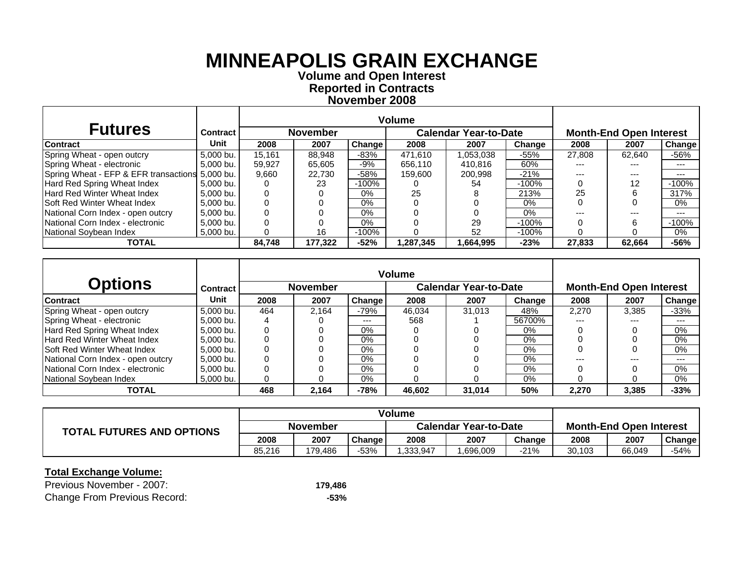# MINNEAPOLIS GRAIN EXCHANGE

**Volume and Open Interest**
**Reported in Contracts**
**November 2008**

| Futures | Contract | Volume | | | | | | Month-End Open Interest | | |
|---|---|---|---|---|---|---|---|---|---|---|
| | | November | | | Calendar Year-to-Date | | | | | |
| Contract | Unit | 2008 | 2007 | Change | 2008 | 2007 | Change | 2008 | 2007 | Change |
| Spring Wheat - open outcry | 5,000 bu. | 15,161 | 88,948 | -83% | 471,610 | 1,053,038 | -55% | 27,808 | 62,640 | -56% |
| Spring Wheat - electronic | 5,000 bu. | 59,927 | 65,605 | -9% | 656,110 | 410,816 | 60% | --- | --- | --- |
| Spring Wheat - EFP & EFR transactions | 5,000 bu. | 9,660 | 22,730 | -58% | 159,600 | 200,998 | -21% | --- | --- | --- |
| Hard Red Spring Wheat Index | 5,000 bu. | 0 | 23 | -100% | 0 | 54 | -100% | 0 | 12 | -100% |
| Hard Red Winter Wheat Index | 5,000 bu. | 0 | 0 | 0% | 25 | 8 | 213% | 25 | 6 | 317% |
| Soft Red Winter Wheat Index | 5,000 bu. | 0 | 0 | 0% | 0 | 0 | 0% | 0 | 0 | 0% |
| National Corn Index - open outcry | 5,000 bu. | 0 | 0 | 0% | 0 | 0 | 0% | --- | --- | --- |
| National Corn Index - electronic | 5,000 bu. | 0 | 0 | 0% | 0 | 29 | -100% | 0 | 6 | -100% |
| National Soybean Index | 5,000 bu. | 0 | 16 | -100% | 0 | 52 | -100% | 0 | 0 | 0% |
| **TOTAL** | | **84,748** | **177,322** | **-52%** | **1,287,345** | **1,664,995** | **-23%** | **27,833** | **62,664** | **-56%** |

| Options | Contract | Volume | | | | | | Month-End Open Interest | | |
|---|---|---|---|---|---|---|---|---|---|---|
| | | November | | | Calendar Year-to-Date | | | | | |
| Contract | Unit | 2008 | 2007 | Change | 2008 | 2007 | Change | 2008 | 2007 | Change |
| Spring Wheat - open outcry | 5,000 bu. | 464 | 2,164 | -79% | 46,034 | 31,013 | 48% | 2,270 | 3,385 | -33% |
| Spring Wheat - electronic | 5,000 bu. | 4 | 0 | --- | 568 | 1 | 56700% | --- | --- | --- |
| Hard Red Spring Wheat Index | 5,000 bu. | 0 | 0 | 0% | 0 | 0 | 0% | 0 | 0 | 0% |
| Hard Red Winter Wheat Index | 5,000 bu. | 0 | 0 | 0% | 0 | 0 | 0% | 0 | 0 | 0% |
| Soft Red Winter Wheat Index | 5,000 bu. | 0 | 0 | 0% | 0 | 0 | 0% | 0 | 0 | 0% |
| National Corn Index - open outcry | 5,000 bu. | 0 | 0 | 0% | 0 | 0 | 0% | --- | --- | --- |
| National Corn Index - electronic | 5,000 bu. | 0 | 0 | 0% | 0 | 0 | 0% | 0 | 0 | 0% |
| National Soybean Index | 5,000 bu. | 0 | 0 | 0% | 0 | 0 | 0% | 0 | 0 | 0% |
| **TOTAL** | | **468** | **2,164** | **-78%** | **46,602** | **31,014** | **50%** | **2,270** | **3,385** | **-33%** |

| TOTAL FUTURES AND OPTIONS | Volume | | | | | | Month-End Open Interest | | |
|---|---|---|---|---|---|---|---|---|---|
| | November | | | Calendar Year-to-Date | | | | | |
| | 2008 | 2007 | Change | 2008 | 2007 | Change | 2008 | 2007 | Change |
| | 85,216 | 179,486 | -53% | 1,333,947 | 1,696,009 | -21% | 30,103 | 66,049 | -54% |

**Total Exchange Volume:**

Previous November - 2007: **179,486**

Change From Previous Record: **-53%**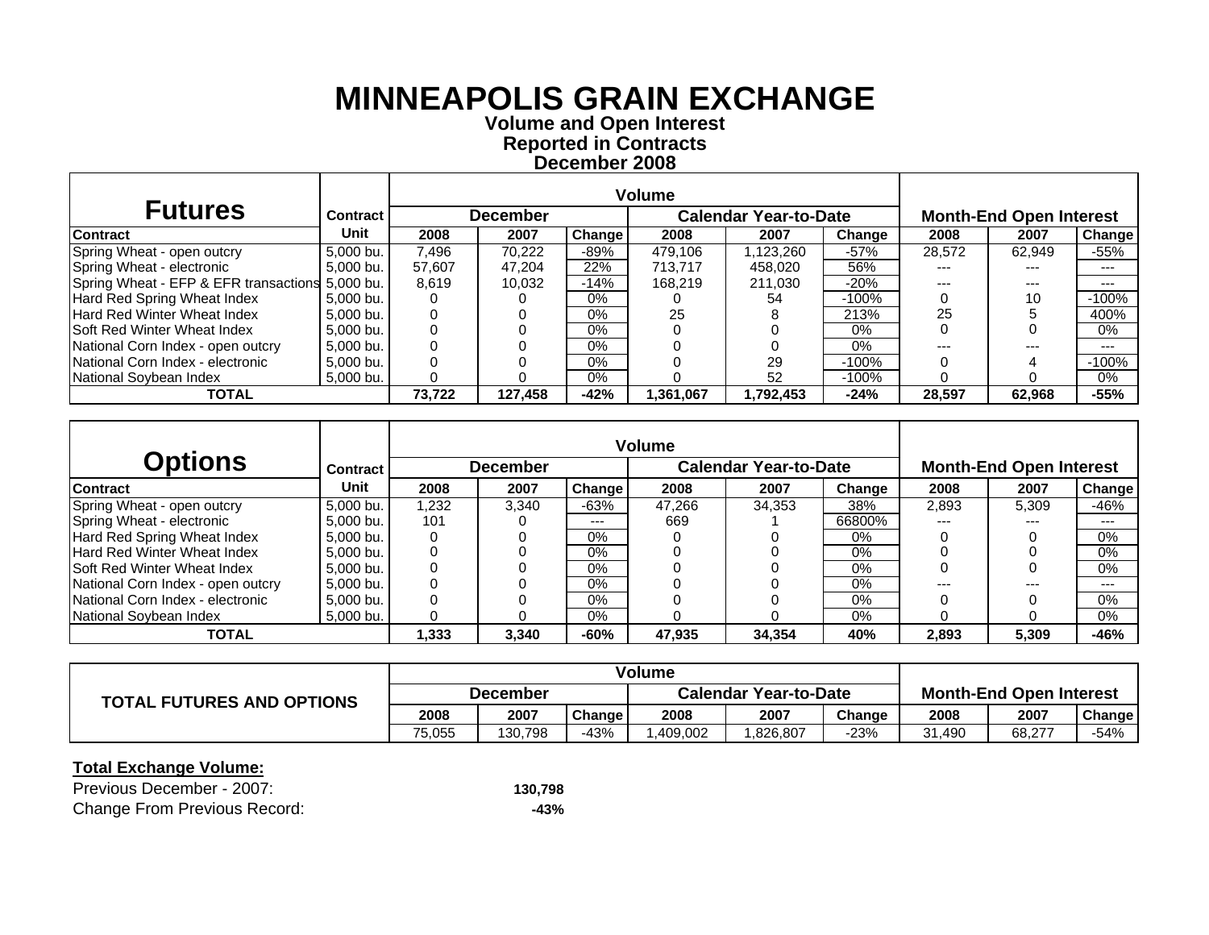# MINNEAPOLIS GRAIN EXCHANGE

**Volume and Open Interest**
**Reported in Contracts**
**December 2008**

| Futures | Contract | Volume | | | | | | Month-End Open Interest | | |
|---|---|---|---|---|---|---|---|---|---|---|
| | | December | | | Calendar Year-to-Date | | | | | |
| Contract | Unit | 2008 | 2007 | Change | 2008 | 2007 | Change | 2008 | 2007 | Change |
| Spring Wheat - open outcry | 5,000 bu. | 7,496 | 70,222 | -89% | 479,106 | 1,123,260 | -57% | 28,572 | 62,949 | -55% |
| Spring Wheat - electronic | 5,000 bu. | 57,607 | 47,204 | 22% | 713,717 | 458,020 | 56% | --- | --- | --- |
| Spring Wheat - EFP & EFR transactions | 5,000 bu. | 8,619 | 10,032 | -14% | 168,219 | 211,030 | -20% | --- | --- | --- |
| Hard Red Spring Wheat Index | 5,000 bu. | 0 | 0 | 0% | 0 | 54 | -100% | 0 | 10 | -100% |
| Hard Red Winter Wheat Index | 5,000 bu. | 0 | 0 | 0% | 25 | 8 | 213% | 25 | 5 | 400% |
| Soft Red Winter Wheat Index | 5,000 bu. | 0 | 0 | 0% | 0 | 0 | 0% | 0 | 0 | 0% |
| National Corn Index - open outcry | 5,000 bu. | 0 | 0 | 0% | 0 | 0 | 0% | --- | --- | --- |
| National Corn Index - electronic | 5,000 bu. | 0 | 0 | 0% | 0 | 29 | -100% | 0 | 4 | -100% |
| National Soybean Index | 5,000 bu. | 0 | 0 | 0% | 0 | 52 | -100% | 0 | 0 | 0% |
| **TOTAL** | | **73,722** | **127,458** | **-42%** | **1,361,067** | **1,792,453** | **-24%** | **28,597** | **62,968** | **-55%** |

| Options | Contract | Volume | | | | | | Month-End Open Interest | | |
|---|---|---|---|---|---|---|---|---|---|---|
| | | December | | | Calendar Year-to-Date | | | | | |
| Contract | Unit | 2008 | 2007 | Change | 2008 | 2007 | Change | 2008 | 2007 | Change |
| Spring Wheat - open outcry | 5,000 bu. | 1,232 | 3,340 | -63% | 47,266 | 34,353 | 38% | 2,893 | 5,309 | -46% |
| Spring Wheat - electronic | 5,000 bu. | 101 | 0 | --- | 669 | 1 | 66800% | --- | --- | --- |
| Hard Red Spring Wheat Index | 5,000 bu. | 0 | 0 | 0% | 0 | 0 | 0% | 0 | 0 | 0% |
| Hard Red Winter Wheat Index | 5,000 bu. | 0 | 0 | 0% | 0 | 0 | 0% | 0 | 0 | 0% |
| Soft Red Winter Wheat Index | 5,000 bu. | 0 | 0 | 0% | 0 | 0 | 0% | 0 | 0 | 0% |
| National Corn Index - open outcry | 5,000 bu. | 0 | 0 | 0% | 0 | 0 | 0% | --- | --- | --- |
| National Corn Index - electronic | 5,000 bu. | 0 | 0 | 0% | 0 | 0 | 0% | 0 | 0 | 0% |
| National Soybean Index | 5,000 bu. | 0 | 0 | 0% | 0 | 0 | 0% | 0 | 0 | 0% |
| **TOTAL** | | **1,333** | **3,340** | **-60%** | **47,935** | **34,354** | **40%** | **2,893** | **5,309** | **-46%** |

| TOTAL FUTURES AND OPTIONS | Volume | | | | | | Month-End Open Interest | | |
|---|---|---|---|---|---|---|---|---|---|
| | December | | | Calendar Year-to-Date | | | | | |
| | 2008 | 2007 | Change | 2008 | 2007 | Change | 2008 | 2007 | Change |
| | 75,055 | 130,798 | -43% | 1,409,002 | 1,826,807 | -23% | 31,490 | 68,277 | -54% |

**Total Exchange Volume:**

Previous December - 2007: **130,798**

Change From Previous Record: **-43%**